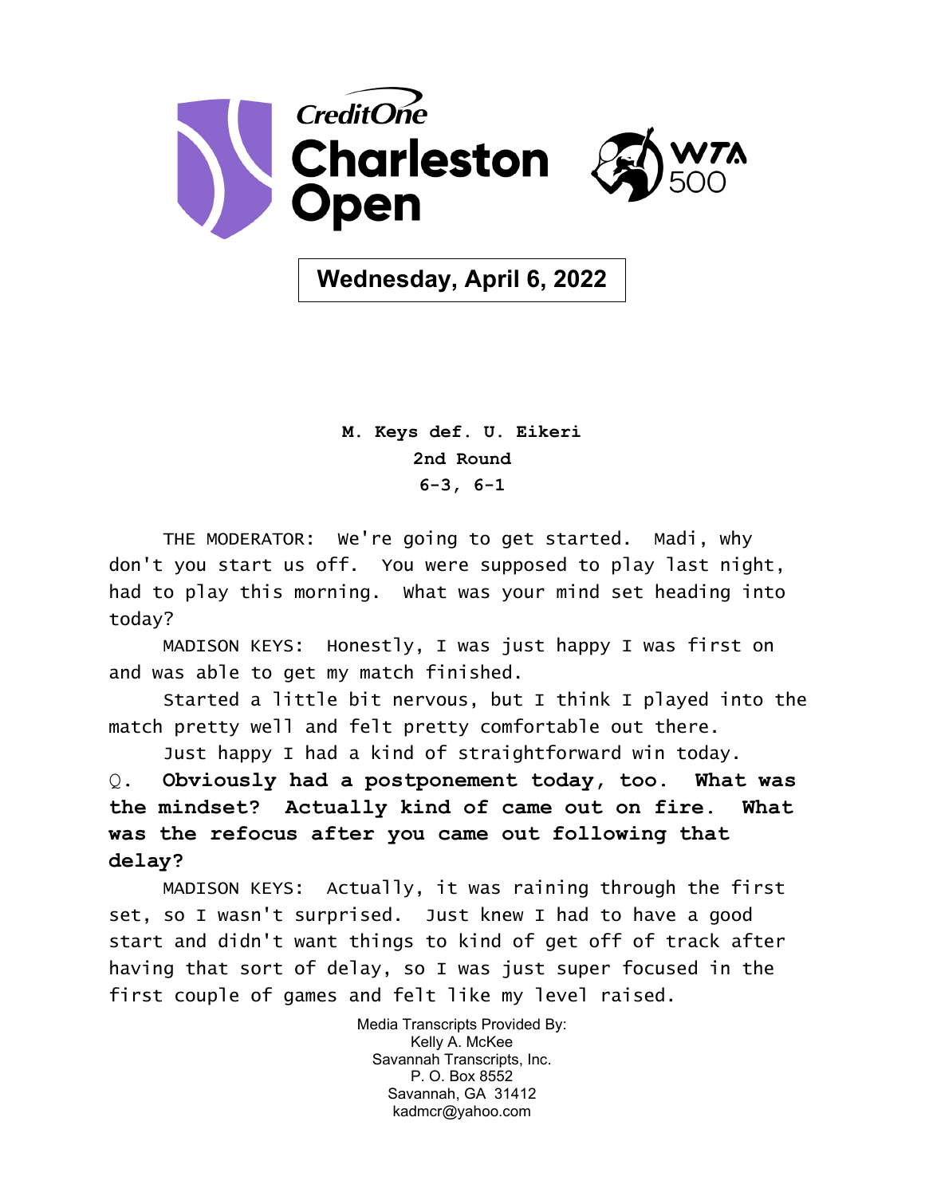# Credit One Charleston Open

WTA 500

**Wednesday, April 6, 2022**

**M. Keys def. U. Eikeri**
**2nd Round**
**6-3, 6-1**

THE MODERATOR: We're going to get started. Madi, why don't you start us off. You were supposed to play last night, had to play this morning. What was your mind set heading into today?

MADISON KEYS: Honestly, I was just happy I was first on and was able to get my match finished.

Started a little bit nervous, but I think I played into the match pretty well and felt pretty comfortable out there.

Just happy I had a kind of straightforward win today.

Q. **Obviously had a postponement today, too. What was the mindset? Actually kind of came out on fire. What was the refocus after you came out following that delay?**

MADISON KEYS: Actually, it was raining through the first set, so I wasn't surprised. Just knew I had to have a good start and didn't want things to kind of get off of track after having that sort of delay, so I was just super focused in the first couple of games and felt like my level raised.

Media Transcripts Provided By:
Kelly A. McKee
Savannah Transcripts, Inc.
P. O. Box 8552
Savannah, GA 31412
kadmcr@yahoo.com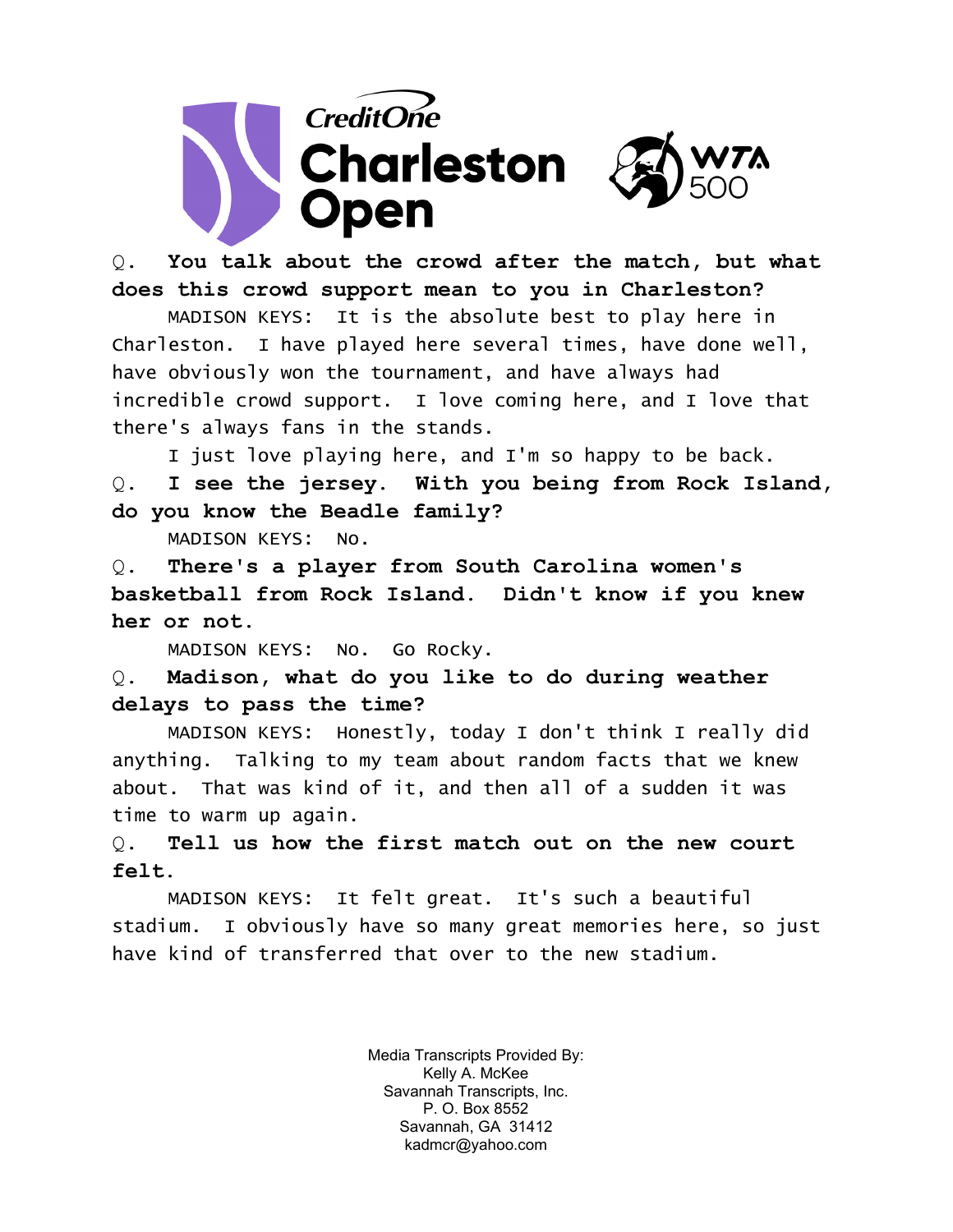**Q. You talk about the crowd after the match, but what does this crowd support mean to you in Charleston?**

MADISON KEYS: It is the absolute best to play here in Charleston. I have played here several times, have done well, have obviously won the tournament, and have always had incredible crowd support. I love coming here, and I love that there's always fans in the stands.

I just love playing here, and I'm so happy to be back.

**Q. I see the jersey. With you being from Rock Island, do you know the Beadle family?**

MADISON KEYS: No.

**Q. There's a player from South Carolina women's basketball from Rock Island. Didn't know if you knew her or not.**

MADISON KEYS: No. Go Rocky.

**Q. Madison, what do you like to do during weather delays to pass the time?**

MADISON KEYS: Honestly, today I don't think I really did anything. Talking to my team about random facts that we knew about. That was kind of it, and then all of a sudden it was time to warm up again.

**Q. Tell us how the first match out on the new court felt.**

MADISON KEYS: It felt great. It's such a beautiful stadium. I obviously have so many great memories here, so just have kind of transferred that over to the new stadium.

Media Transcripts Provided By:
Kelly A. McKee
Savannah Transcripts, Inc.
P. O. Box 8552
Savannah, GA 31412
kadmcr@yahoo.com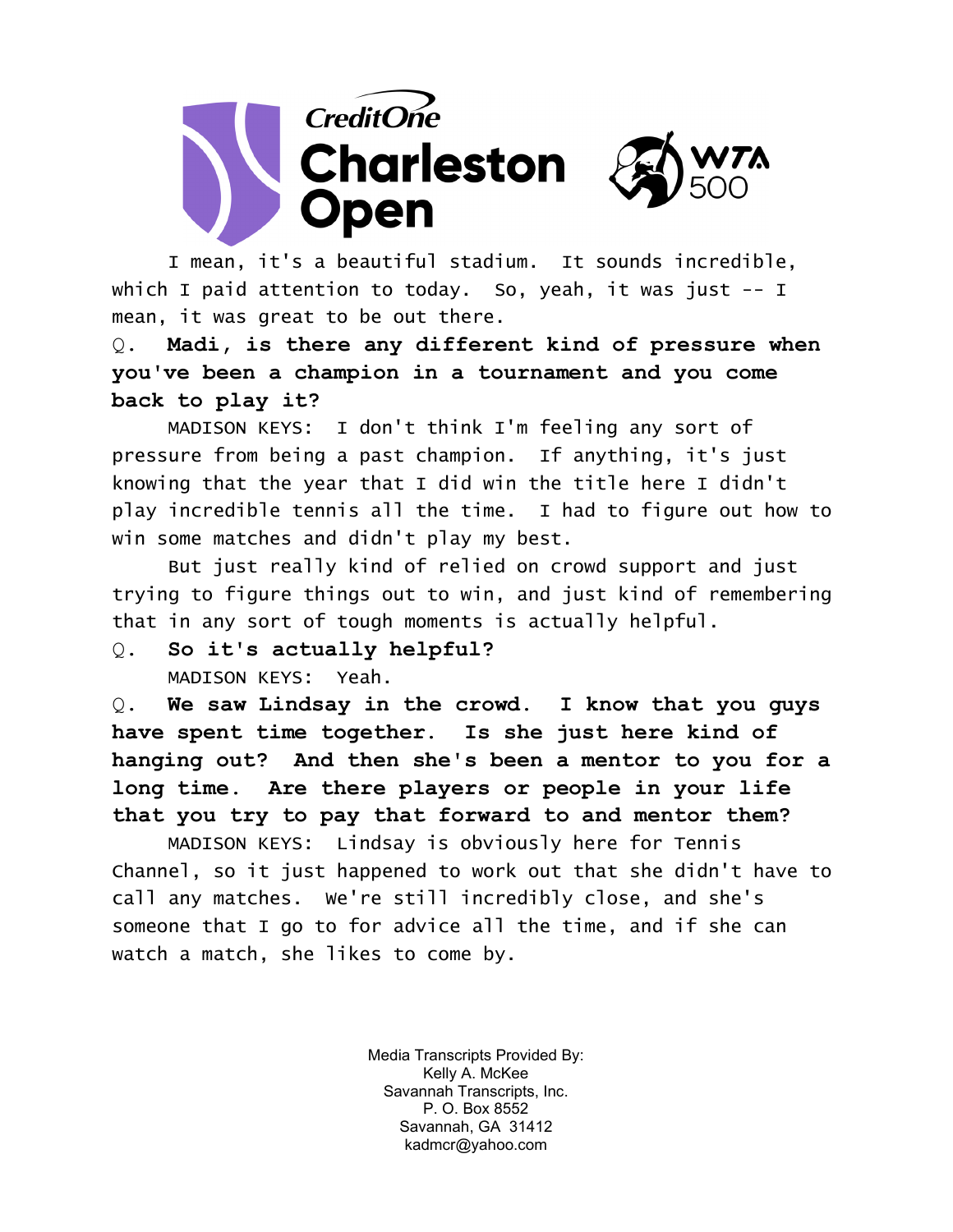I mean, it's a beautiful stadium. It sounds incredible, which I paid attention to today. So, yeah, it was just -- I mean, it was great to be out there.

Q. **Madi, is there any different kind of pressure when you've been a champion in a tournament and you come back to play it?**

MADISON KEYS: I don't think I'm feeling any sort of pressure from being a past champion. If anything, it's just knowing that the year that I did win the title here I didn't play incredible tennis all the time. I had to figure out how to win some matches and didn't play my best.

But just really kind of relied on crowd support and just trying to figure things out to win, and just kind of remembering that in any sort of tough moments is actually helpful.

Q. **So it's actually helpful?**

MADISON KEYS: Yeah.

Q. **We saw Lindsay in the crowd. I know that you guys have spent time together. Is she just here kind of hanging out? And then she's been a mentor to you for a long time. Are there players or people in your life that you try to pay that forward to and mentor them?**

MADISON KEYS: Lindsay is obviously here for Tennis Channel, so it just happened to work out that she didn't have to call any matches. We're still incredibly close, and she's someone that I go to for advice all the time, and if she can watch a match, she likes to come by.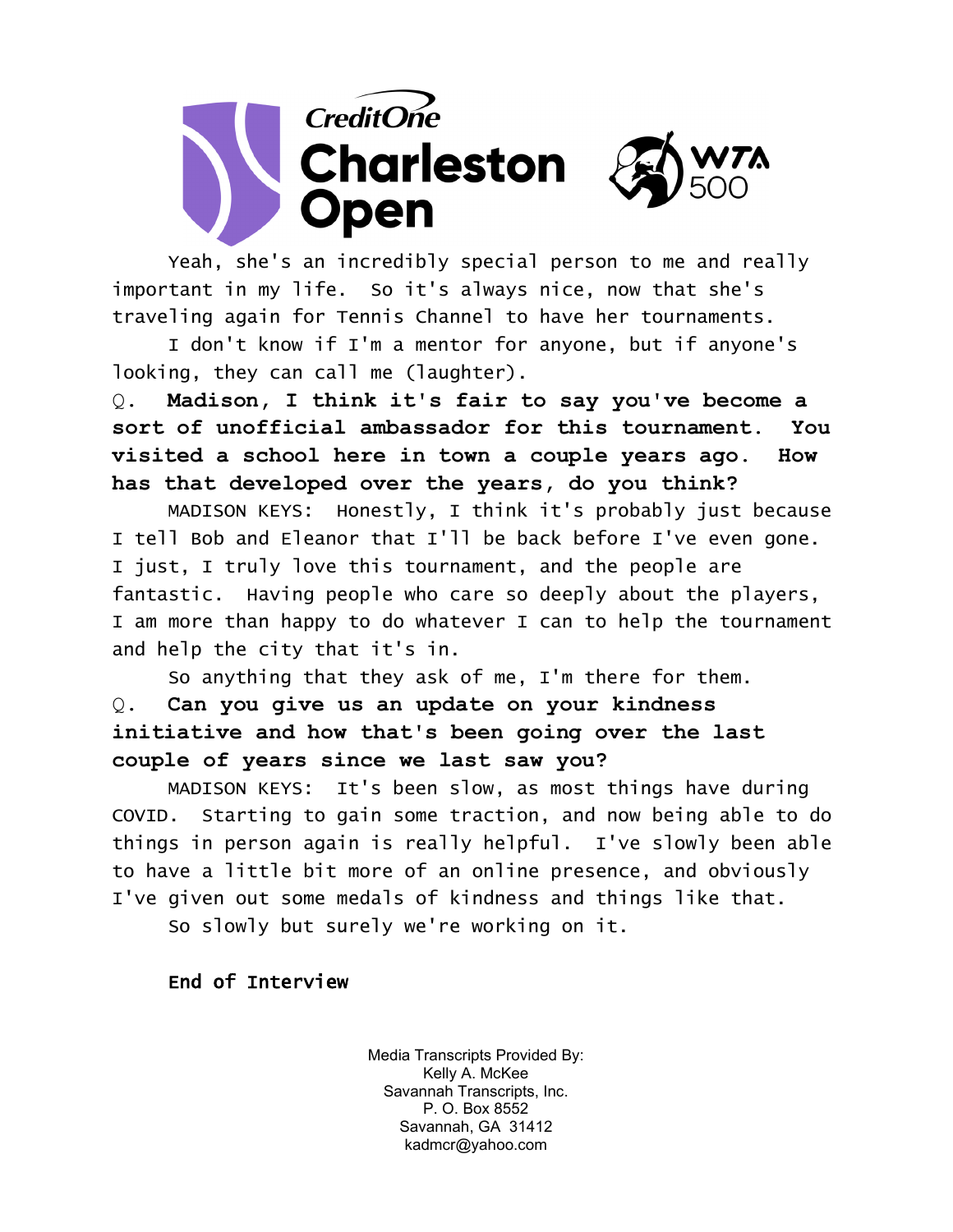Yeah, she's an incredibly special person to me and really important in my life. So it's always nice, now that she's traveling again for Tennis Channel to have her tournaments.

I don't know if I'm a mentor for anyone, but if anyone's looking, they can call me (laughter).

Q. **Madison, I think it's fair to say you've become a sort of unofficial ambassador for this tournament. You visited a school here in town a couple years ago. How has that developed over the years, do you think?**

MADISON KEYS: Honestly, I think it's probably just because I tell Bob and Eleanor that I'll be back before I've even gone. I just, I truly love this tournament, and the people are fantastic. Having people who care so deeply about the players, I am more than happy to do whatever I can to help the tournament and help the city that it's in.

So anything that they ask of me, I'm there for them.

Q. **Can you give us an update on your kindness initiative and how that's been going over the last couple of years since we last saw you?**

MADISON KEYS: It's been slow, as most things have during COVID. Starting to gain some traction, and now being able to do things in person again is really helpful. I've slowly been able to have a little bit more of an online presence, and obviously I've given out some medals of kindness and things like that.

So slowly but surely we're working on it.

**End of Interview**

Media Transcripts Provided By:
Kelly A. McKee
Savannah Transcripts, Inc.
P. O. Box 8552
Savannah, GA 31412
kadmcr@yahoo.com